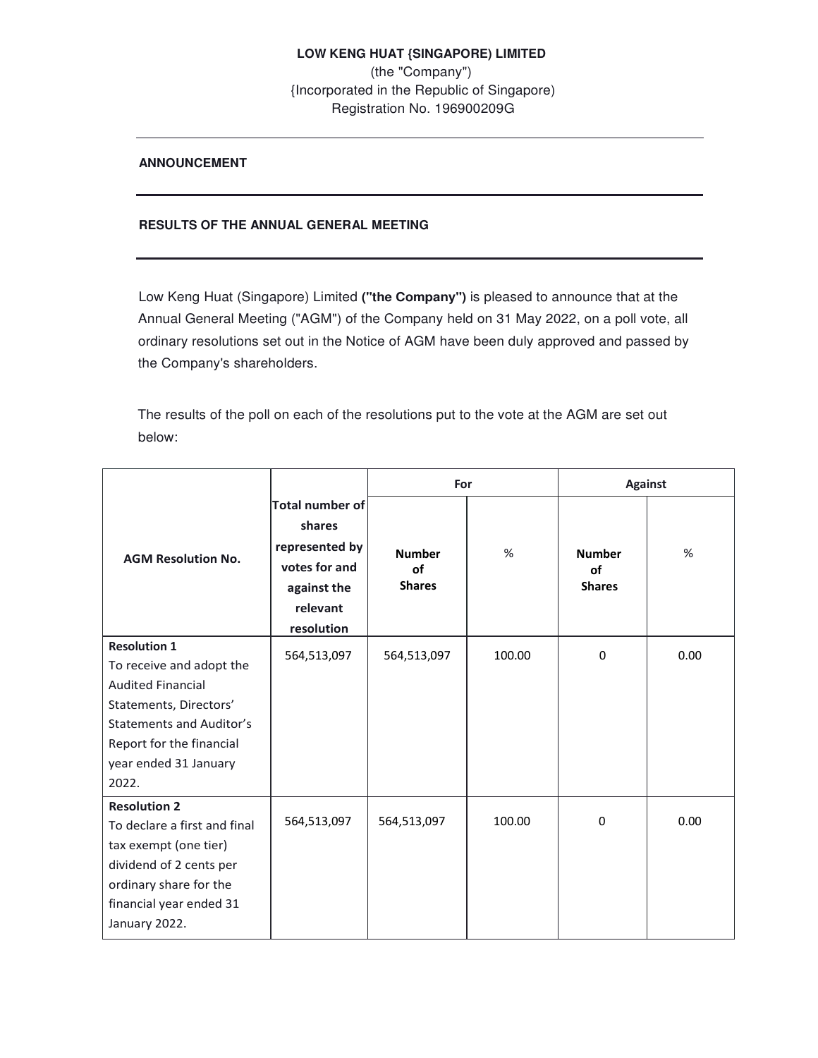**LOW KENG HUAT {SINGAPORE) LIMITED**
(the "Company")
{Incorporated in the Republic of Singapore)
Registration No. 196900209G

---

**ANNOUNCEMENT**

---

**RESULTS OF THE ANNUAL GENERAL MEETING**

---

Low Keng Huat (Singapore) Limited **("the Company")** is pleased to announce that at the Annual General Meeting ("AGM") of the Company held on 31 May 2022, on a poll vote, all ordinary resolutions set out in the Notice of AGM have been duly approved and passed by the Company's shareholders.

The results of the poll on each of the resolutions put to the vote at the AGM are set out below:

| AGM Resolution No. | Total number of shares represented by votes for and against the relevant resolution | For | | Against | |
|---|---|---|---|---|---|
| | | Number of Shares | % | Number of Shares | % |
| **Resolution 1** To receive and adopt the Audited Financial Statements, Directors' Statements and Auditor's Report for the financial year ended 31 January 2022. | 564,513,097 | 564,513,097 | 100.00 | 0 | 0.00 |
| **Resolution 2** To declare a first and final tax exempt (one tier) dividend of 2 cents per ordinary share for the financial year ended 31 January 2022. | 564,513,097 | 564,513,097 | 100.00 | 0 | 0.00 |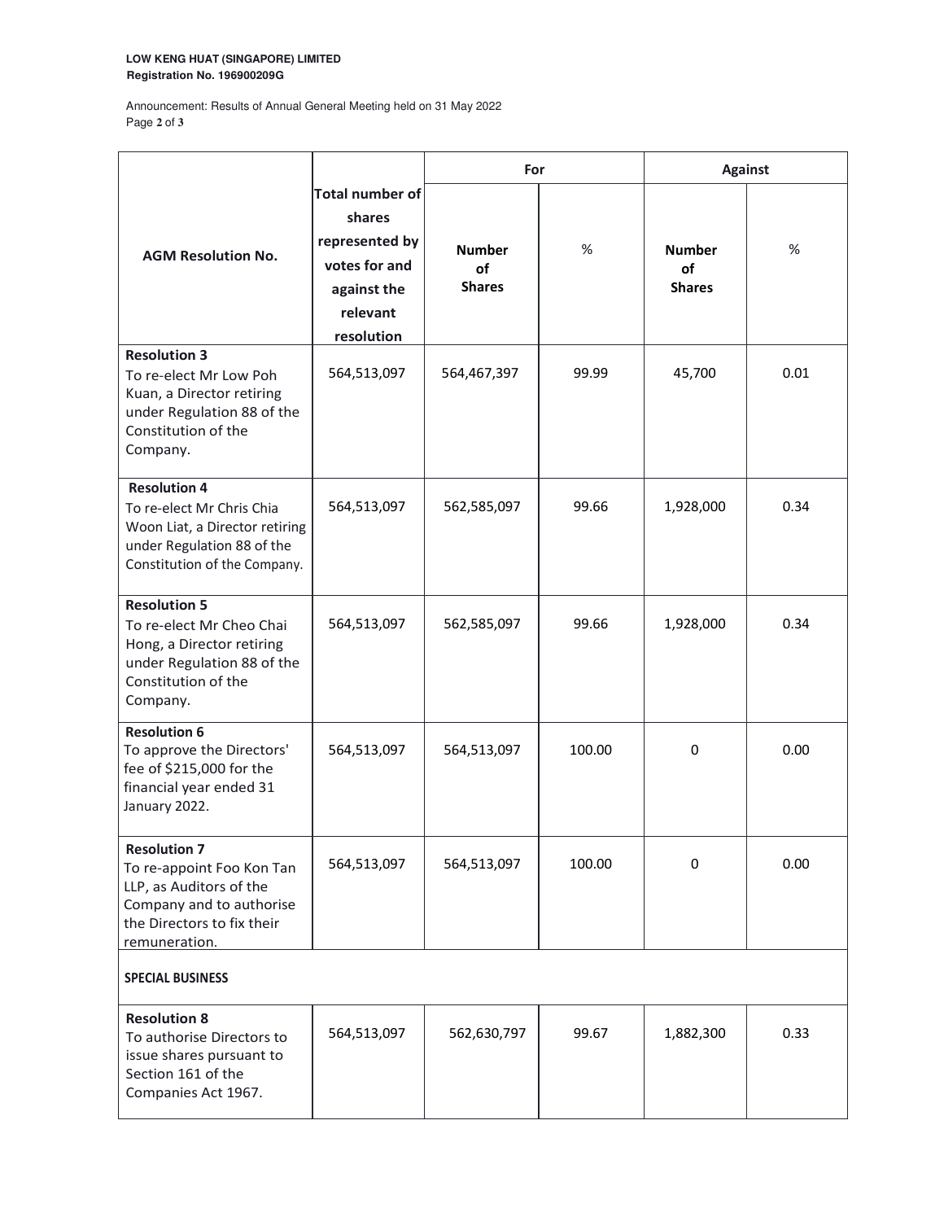**LOW KENG HUAT (SINGAPORE) LIMITED**
**Registration No. 196900209G**

Announcement: Results of Annual General Meeting held on 31 May 2022

| AGM Resolution No. | Total number of shares represented by votes for and against the relevant resolution | For | | Against | |
|---|---|---|---|---|---|
| | | Number of Shares | % | Number of Shares | % |
| **Resolution 3** To re-elect Mr Low Poh Kuan, a Director retiring under Regulation 88 of the Constitution of the Company. | 564,513,097 | 564,467,397 | 99.99 | 45,700 | 0.01 |
| **Resolution 4** To re-elect Mr Chris Chia Woon Liat, a Director retiring under Regulation 88 of the Constitution of the Company. | 564,513,097 | 562,585,097 | 99.66 | 1,928,000 | 0.34 |
| **Resolution 5** To re-elect Mr Cheo Chai Hong, a Director retiring under Regulation 88 of the Constitution of the Company. | 564,513,097 | 562,585,097 | 99.66 | 1,928,000 | 0.34 |
| **Resolution 6** To approve the Directors' fee of $215,000 for the financial year ended 31 January 2022. | 564,513,097 | 564,513,097 | 100.00 | 0 | 0.00 |
| **Resolution 7** To re-appoint Foo Kon Tan LLP, as Auditors of the Company and to authorise the Directors to fix their remuneration. | 564,513,097 | 564,513,097 | 100.00 | 0 | 0.00 |
| **SPECIAL BUSINESS** | | | | | |
| **Resolution 8** To authorise Directors to issue shares pursuant to Section 161 of the Companies Act 1967. | 564,513,097 | 562,630,797 | 99.67 | 1,882,300 | 0.33 |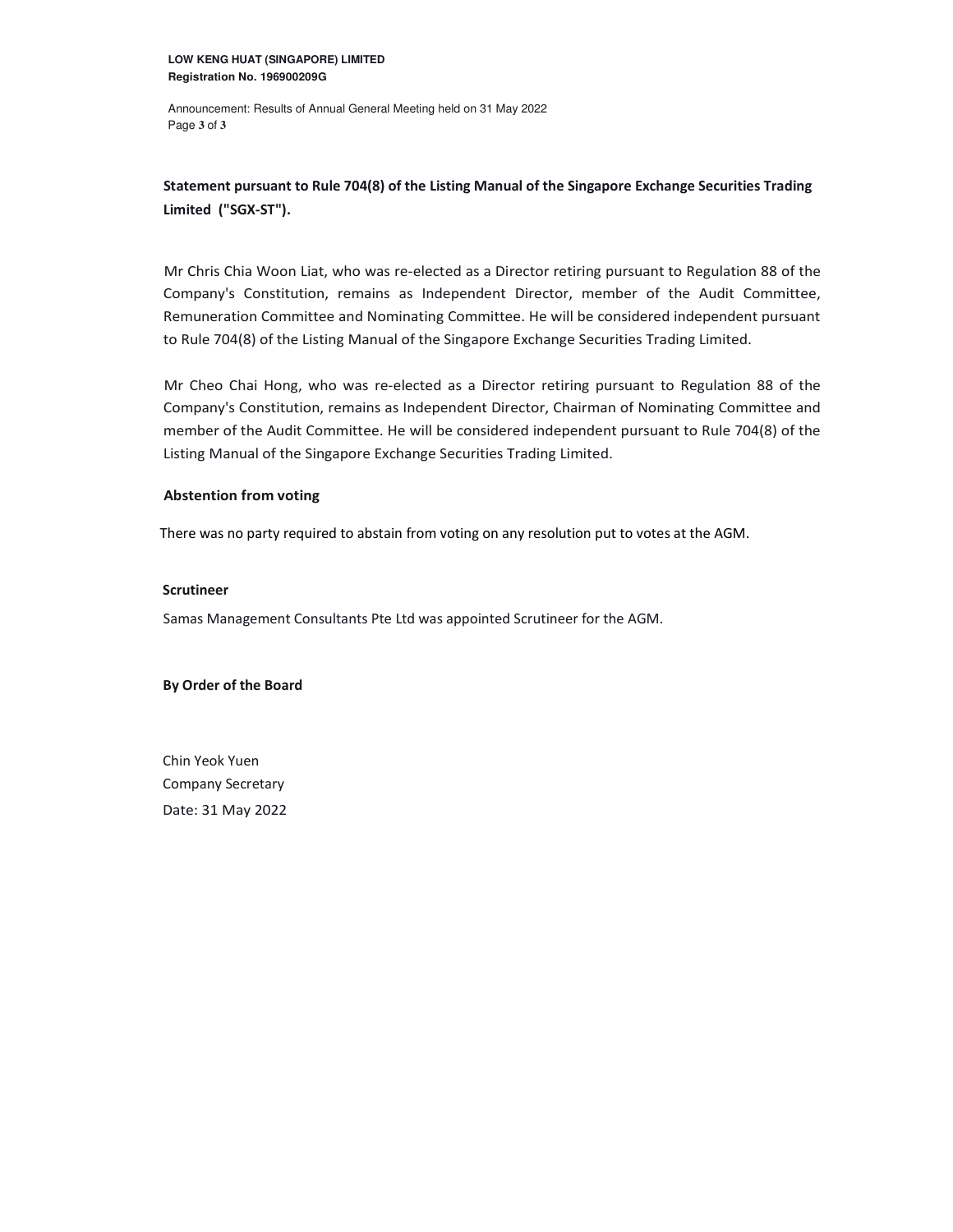**Statement pursuant to Rule 704(8) of the Listing Manual of the Singapore Exchange Securities Trading Limited ("SGX-ST").**

Mr Chris Chia Woon Liat, who was re-elected as a Director retiring pursuant to Regulation 88 of the Company's Constitution, remains as Independent Director, member of the Audit Committee, Remuneration Committee and Nominating Committee. He will be considered independent pursuant to Rule 704(8) of the Listing Manual of the Singapore Exchange Securities Trading Limited.

Mr Cheo Chai Hong, who was re-elected as a Director retiring pursuant to Regulation 88 of the Company's Constitution, remains as Independent Director, Chairman of Nominating Committee and member of the Audit Committee. He will be considered independent pursuant to Rule 704(8) of the Listing Manual of the Singapore Exchange Securities Trading Limited.

**Abstention from voting**

There was no party required to abstain from voting on any resolution put to votes at the AGM.

**Scrutineer**

Samas Management Consultants Pte Ltd was appointed Scrutineer for the AGM.

**By Order of the Board**

Chin Yeok Yuen
Company Secretary
Date: 31 May 2022